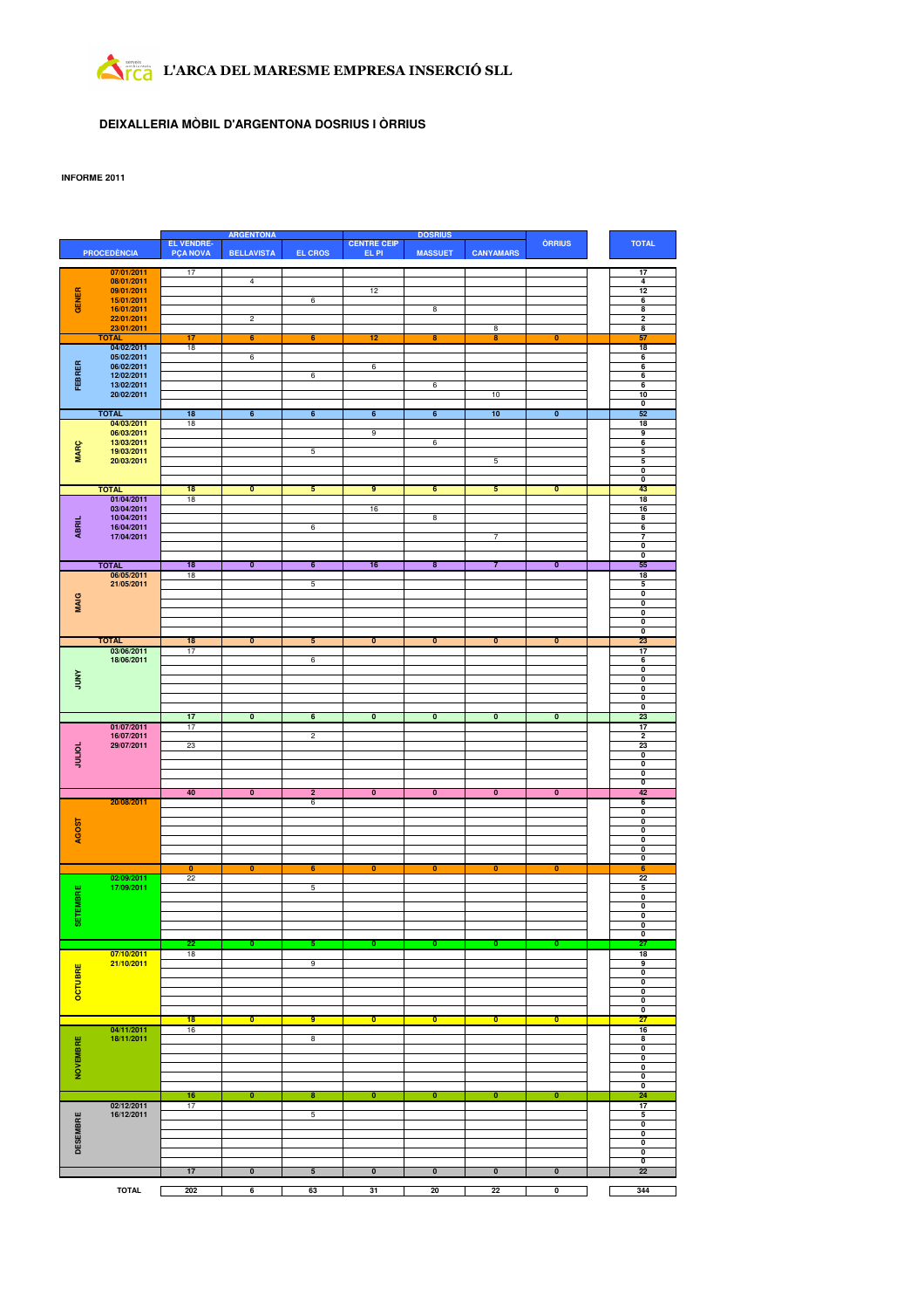# L'ARCA DEL MARESME EMPRESA INSERCIÓ SLL

## DEIXALLERIA MÒBIL D'ARGENTONA DOSRIUS I ÒRRIUS

**INFORME 2011**

| | | ARGENTONA | | | DOSRIUS | | | | |
|---|---|---|---|---|---|---|---|---|---|
| | PROCEDÈNCIA | EL VENDRE-PÇA NOVA | BELLAVISTA | EL CROS | CENTRE CEIP EL PI | MASSUET | CANYAMARS | ÒRRIUS | TOTAL |
| GENER | 07/01/2011 | 17 | | | | | | | 17 |
| | 08/01/2011 | | 4 | | | | | | 4 |
| | 09/01/2011 | | | | 12 | | | | 12 |
| | 15/01/2011 | | | 6 | | | | | 6 |
| | 16/01/2011 | | | | | 8 | | | 8 |
| | 22/01/2011 | | 2 | | | | | | 2 |
| | 23/01/2011 | | | | | | 8 | | 8 |
| | TOTAL | 17 | 6 | 6 | 12 | 8 | 8 | 0 | 57 |
| FEBRER | 04/02/2011 | 18 | | | | | | | 18 |
| | 05/02/2011 | | 6 | | | | | | 6 |
| | 06/02/2011 | | | | 6 | | | | 6 |
| | 12/02/2011 | | | 6 | | | | | 6 |
| | 13/02/2011 | | | | | 6 | | | 6 |
| | 20/02/2011 | | | | | | 10 | | 10 |
| | | | | | | | | | 0 |
| | TOTAL | 18 | 6 | 6 | 6 | 6 | 10 | 0 | 52 |
| MARÇ | 04/03/2011 | 18 | | | | | | | 18 |
| | 06/03/2011 | | | | 9 | | | | 9 |
| | 13/03/2011 | | | | | 6 | | | 6 |
| | 19/03/2011 | | | 5 | | | | | 5 |
| | 20/03/2011 | | | | | | 5 | | 5 |
| | | | | | | | | | 0 |
| | | | | | | | | | 0 |
| | TOTAL | 18 | 0 | 5 | 9 | 6 | 5 | 0 | 43 |
| ABRIL | 01/04/2011 | 18 | | | | | | | 18 |
| | 03/04/2011 | | | | 16 | | | | 16 |
| | 10/04/2011 | | | | | 8 | | | 8 |
| | 16/04/2011 | | | 6 | | | | | 6 |
| | 17/04/2011 | | | | | | 7 | | 7 |
| | | | | | | | | | 0 |
| | | | | | | | | | 0 |
| | TOTAL | 18 | 0 | 6 | 16 | 8 | 7 | 0 | 55 |
| MAIG | 06/05/2011 | 18 | | | | | | | 18 |
| | 21/05/2011 | | | 5 | | | | | 5 |
| | | | | | | | | | 0 |
| | | | | | | | | | 0 |
| | | | | | | | | | 0 |
| | | | | | | | | | 0 |
| | | | | | | | | | 0 |
| | TOTAL | 18 | 0 | 5 | 0 | 0 | 0 | 0 | 23 |
| JUNY | 03/06/2011 | 17 | | | | | | | 17 |
| | 18/06/2011 | | | 6 | | | | | 6 |
| | | | | | | | | | 0 |
| | | | | | | | | | 0 |
| | | | | | | | | | 0 |
| | | | | | | | | | 0 |
| | | | | | | | | | 0 |
| | | 17 | 0 | 6 | 0 | 0 | 0 | 0 | 23 |
| JULIOL | 01/07/2011 | 17 | | | | | | | 17 |
| | 16/07/2011 | | | 2 | | | | | 2 |
| | 29/07/2011 | 23 | | | | | | | 23 |
| | | | | | | | | | 0 |
| | | | | | | | | | 0 |
| | | | | | | | | | 0 |
| | | | | | | | | | 0 |
| | | 40 | 0 | 2 | 0 | 0 | 0 | 0 | 42 |
| AGOST | 20/08/2011 | | | 6 | | | | | 6 |
| | | | | | | | | | 0 |
| | | | | | | | | | 0 |
| | | | | | | | | | 0 |
| | | | | | | | | | 0 |
| | | | | | | | | | 0 |
| | | | | | | | | | 0 |
| | | 0 | 0 | 6 | 0 | 0 | 0 | 0 | 6 |
| SETEMBRE | 02/09/2011 | 22 | | | | | | | 22 |
| | 17/09/2011 | | | 5 | | | | | 5 |
| | | | | | | | | | 0 |
| | | | | | | | | | 0 |
| | | | | | | | | | 0 |
| | | | | | | | | | 0 |
| | | | | | | | | | 0 |
| | | 22 | 0 | 5 | 0 | 0 | 0 | 0 | 27 |
| OCTUBRE | 07/10/2011 | 18 | | | | | | | 18 |
| | 21/10/2011 | | | 9 | | | | | 9 |
| | | | | | | | | | 0 |
| | | | | | | | | | 0 |
| | | | | | | | | | 0 |
| | | | | | | | | | 0 |
| | | | | | | | | | 0 |
| | | 18 | 0 | 9 | 0 | 0 | 0 | 0 | 27 |
| NOVEMBRE | 04/11/2011 | 16 | | | | | | | 16 |
| | 18/11/2011 | | | 8 | | | | | 8 |
| | | | | | | | | | 0 |
| | | | | | | | | | 0 |
| | | | | | | | | | 0 |
| | | | | | | | | | 0 |
| | | | | | | | | | 0 |
| | | 16 | 0 | 8 | 0 | 0 | 0 | 0 | 24 |
| DESEMBRE | 02/12/2011 | 17 | | | | | | | 17 |
| | 16/12/2011 | | | 5 | | | | | 5 |
| | | | | | | | | | 0 |
| | | | | | | | | | 0 |
| | | | | | | | | | 0 |
| | | | | | | | | | 0 |
| | | | | | | | | | 0 |
| | | 17 | 0 | 5 | 0 | 0 | 0 | 0 | 22 |
| | TOTAL | 202 | 6 | 63 | 31 | 20 | 22 | 0 | 344 |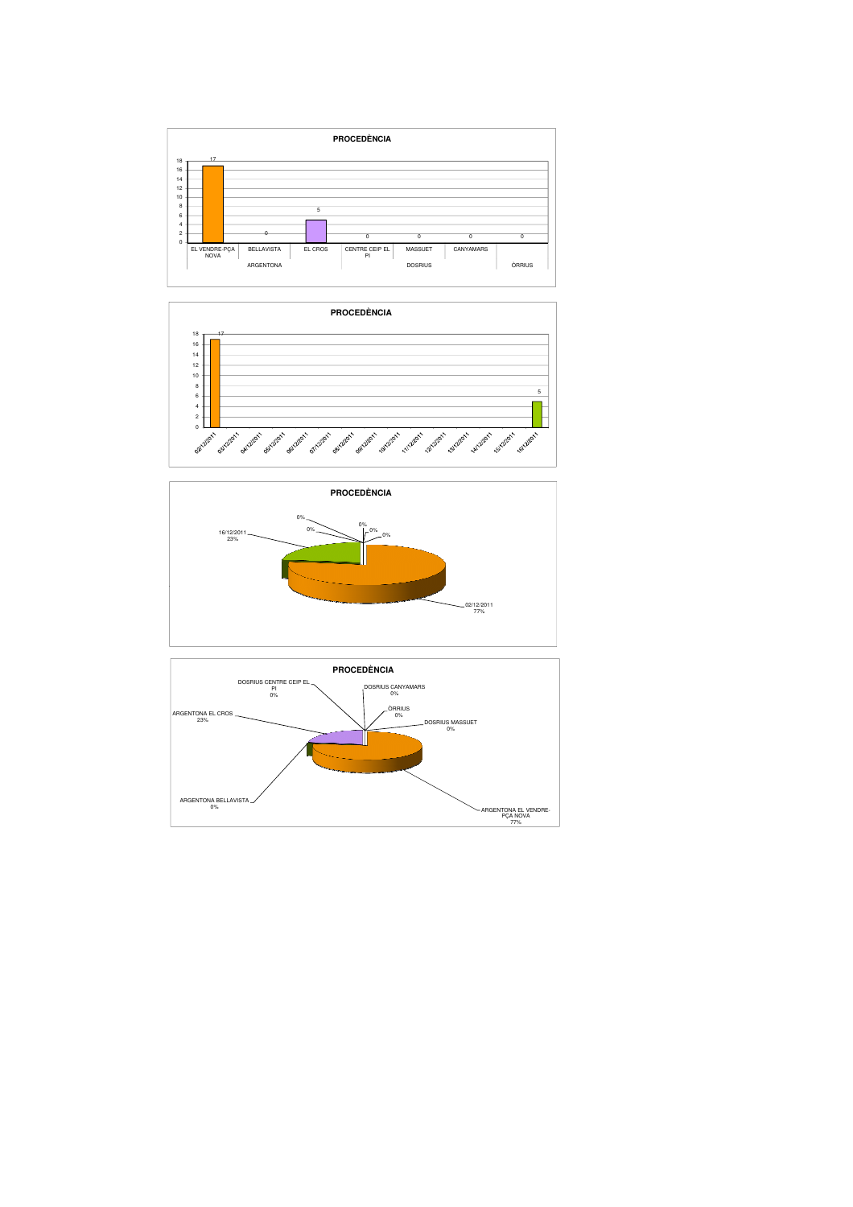**PROCEDÈNCIA**

18
16
14
12
10
8
6
4
2
0

17
0
5
0
0
0
0

EL VENDRE PÇA NOVA
BELLAVISTA
EL CROS
CENTRE CEIP EL PI
MASSUET
CANYAMARS

ARGENTONA
DOSRIUS
ÒRRIUS

**PROCEDÈNCIA**

18
16
14
12
10
8
6
4
2
0

17
5

02/12/2011
03/12/2011
04/12/2011
05/12/2011
06/12/2011
07/12/2011
08/12/2011
09/12/2011
10/12/2011
11/12/2011
12/12/2011
13/12/2011
14/12/2011
15/12/2011
16/12/2011

**PROCEDÈNCIA**

0%
0%
0%
0%
0%
16/12/2011
23%
02/12/2011
77%

**PROCEDÈNCIA**

DOSRIUS CENTRE CEIP EL PI
0%

DOSRIUS CANYAMARS
0%

ÒRRIUS
0%

ARGENTONA EL CROS
23%

DOSRIUS MASSUET
0%

ARGENTONA BELLAVISTA
0%

ARGENTONA EL VENDRE-PÇA NOVA
77%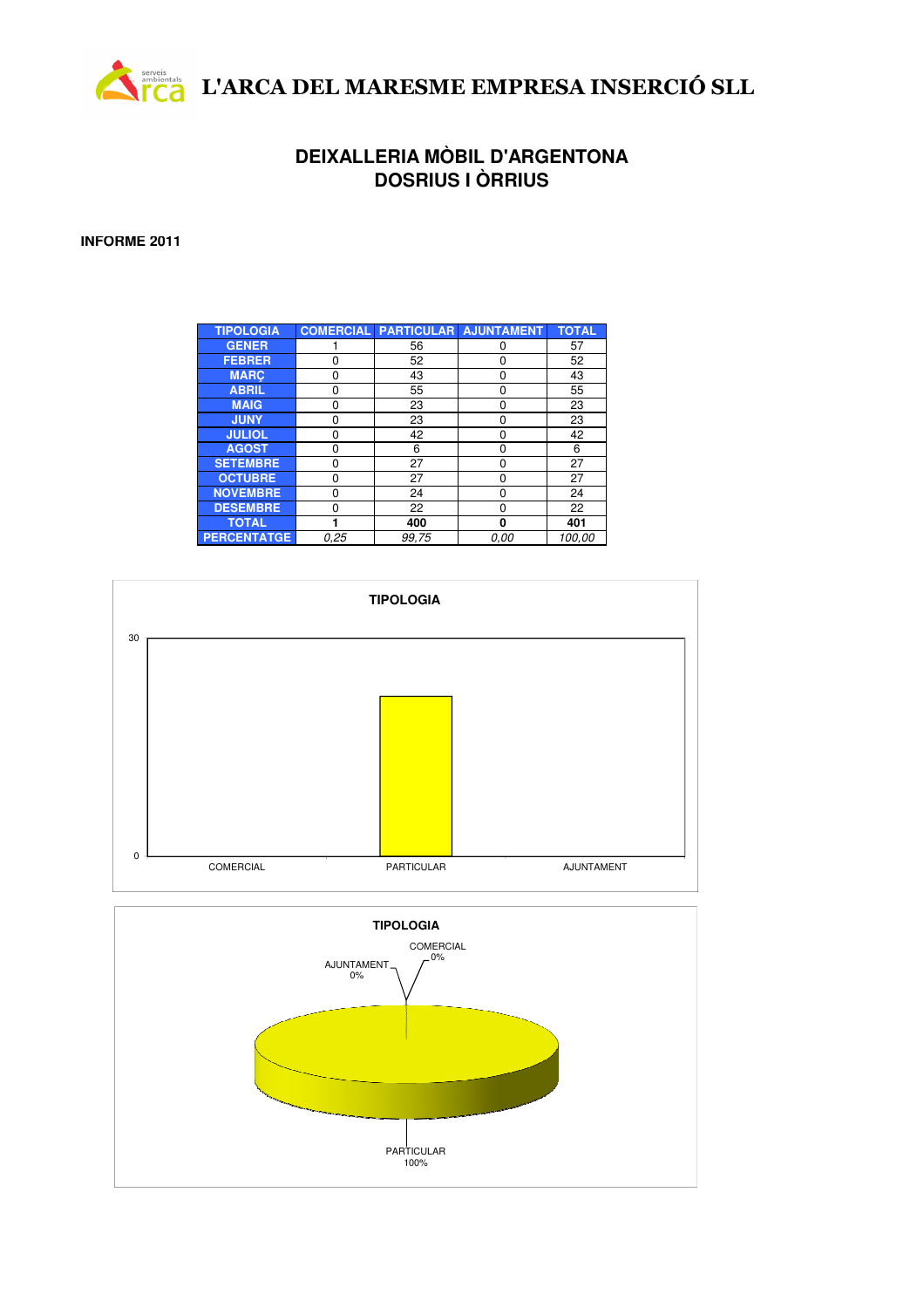# L'ARCA DEL MARESME EMPRESA INSERCIÓ SLL

## DEIXALLERIA MÒBIL D'ARGENTONA
## DOSRIUS I ÒRRIUS

**INFORME 2011**

| TIPOLOGIA | COMERCIAL | PARTICULAR | AJUNTAMENT | TOTAL |
|---|---|---|---|---|
| GENER | 1 | 56 | 0 | 57 |
| FEBRER | 0 | 52 | 0 | 52 |
| MARÇ | 0 | 43 | 0 | 43 |
| ABRIL | 0 | 55 | 0 | 55 |
| MAIG | 0 | 23 | 0 | 23 |
| JUNY | 0 | 23 | 0 | 23 |
| JULIOL | 0 | 42 | 0 | 42 |
| AGOST | 0 | 6 | 0 | 6 |
| SETEMBRE | 0 | 27 | 0 | 27 |
| OCTUBRE | 0 | 27 | 0 | 27 |
| NOVEMBRE | 0 | 24 | 0 | 24 |
| DESEMBRE | 0 | 22 | 0 | 22 |
| **TOTAL** | **1** | **400** | **0** | **401** |
| **PERCENTATGE** | *0,25* | *99,75* | *0,00* | *100,00* |

TIPOLOGIA

30

0

COMERCIAL

PARTICULAR

AJUNTAMENT

TIPOLOGIA

COMERCIAL
0%

AJUNTAMENT
0%

PARTICULAR
100%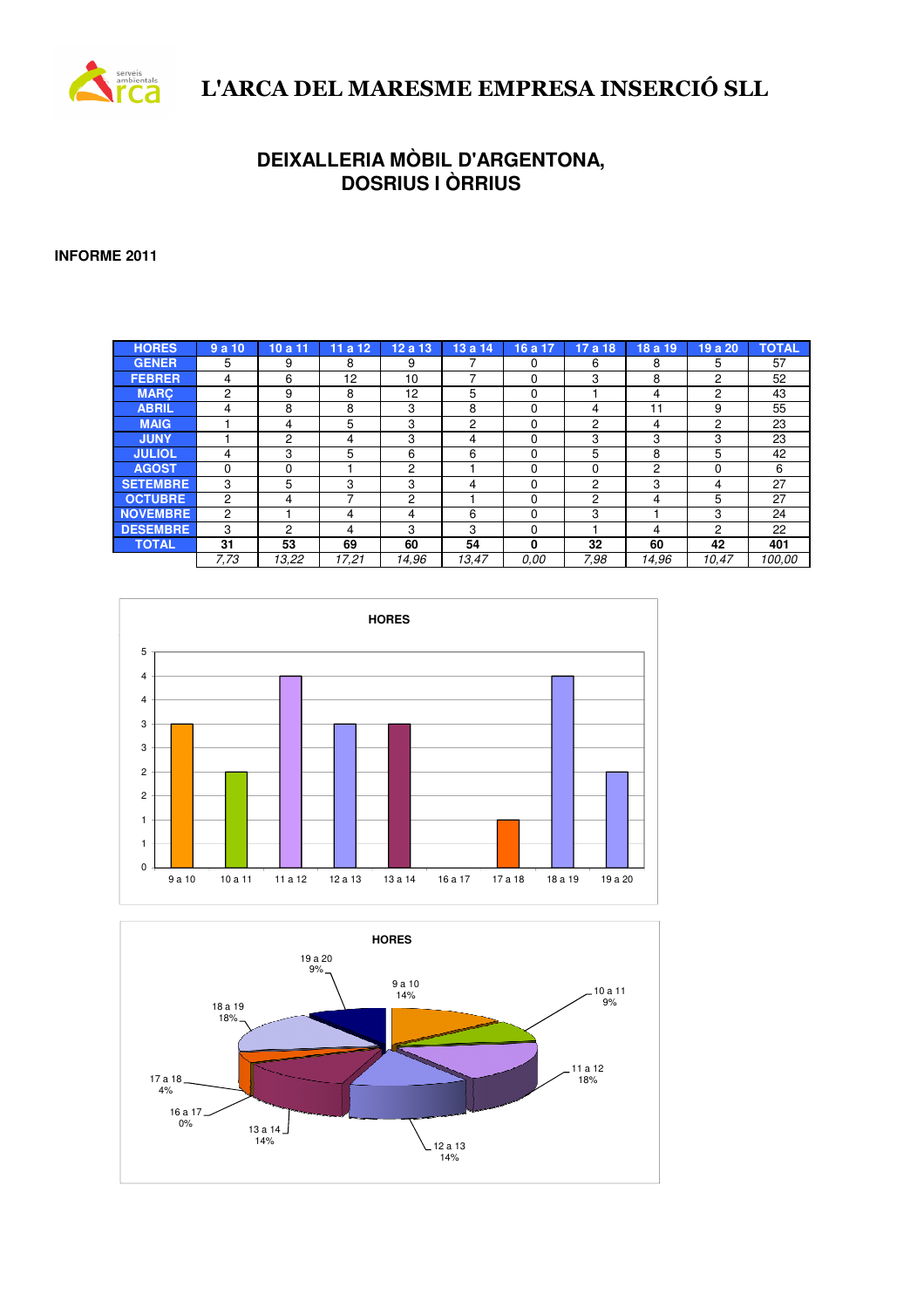# L'ARCA DEL MARESME EMPRESA INSERCIÓ SLL

## DEIXALLERIA MÒBIL D'ARGENTONA, DOSRIUS I ÒRRIUS

**INFORME 2011**

| HORES | 9 a 10 | 10 a 11 | 11 a 12 | 12 a 13 | 13 a 14 | 16 a 17 | 17 a 18 | 18 a 19 | 19 a 20 | TOTAL |
|---|---|---|---|---|---|---|---|---|---|---|
| GENER | 5 | 9 | 8 | 9 | 7 | 0 | 6 | 8 | 5 | 57 |
| FEBRER | 4 | 6 | 12 | 10 | 7 | 0 | 3 | 8 | 2 | 52 |
| MARÇ | 2 | 9 | 8 | 12 | 5 | 0 | 1 | 4 | 2 | 43 |
| ABRIL | 4 | 8 | 8 | 3 | 8 | 0 | 4 | 11 | 9 | 55 |
| MAIG | 1 | 4 | 5 | 3 | 2 | 0 | 2 | 4 | 2 | 23 |
| JUNY | 1 | 2 | 4 | 3 | 4 | 0 | 3 | 3 | 3 | 23 |
| JULIOL | 4 | 3 | 5 | 6 | 6 | 0 | 5 | 8 | 5 | 42 |
| AGOST | 0 | 0 | 1 | 2 | 1 | 0 | 0 | 2 | 0 | 6 |
| SETEMBRE | 3 | 5 | 3 | 3 | 4 | 0 | 2 | 3 | 4 | 27 |
| OCTUBRE | 2 | 4 | 7 | 2 | 1 | 0 | 2 | 4 | 5 | 27 |
| NOVEMBRE | 2 | 1 | 4 | 4 | 6 | 0 | 3 | 1 | 3 | 24 |
| DESEMBRE | 3 | 2 | 4 | 3 | 3 | 0 | 1 | 4 | 2 | 22 |
| **TOTAL** | **31** | **53** | **69** | **60** | **54** | **0** | **32** | **60** | **42** | **401** |
| | *7,73* | *13,22* | *17,21* | *14,96* | *13,47* | *0,00* | *7,98* | *14,96* | *10,47* | *100,00* |

HORES

5
4
4
3
3
2
2
1
1
0

9 a 10
10 a 11
11 a 12
12 a 13
13 a 14
16 a 17
17 a 18
18 a 19
19 a 20

HORES

9 a 10
14%

10 a 11
9%

11 a 12
18%

12 a 13
14%

13 a 14
14%

16 a 17
0%

17 a 18
4%

18 a 19
18%

19 a 20
9%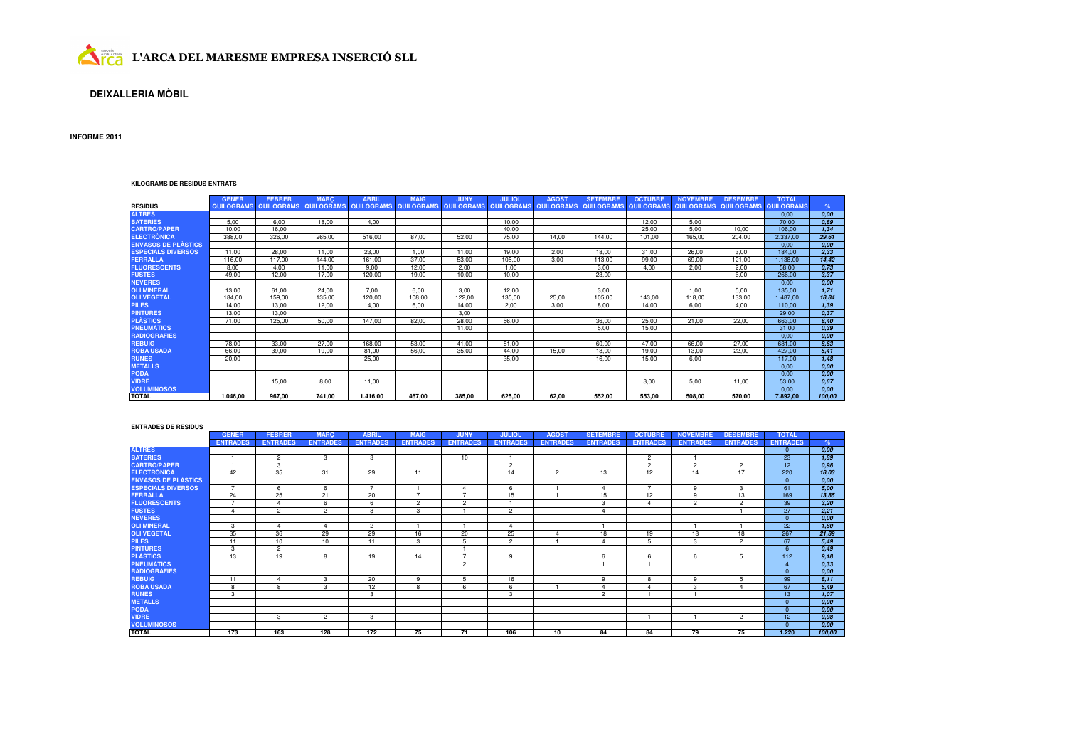# L'ARCA DEL MARESME EMPRESA INSERCIÓ SLL

## DEIXALLERIA MÒBIL

**INFORME 2011**

**KILOGRAMS DE RESIDUS ENTRATS**

| RESIDUS | GENER | FEBRER | MARÇ | ABRIL | MAIG | JUNY | JULIOL | AGOST | SETEMBRE | OCTUBRE | NOVEMBRE | DESEMBRE | TOTAL | |
|---|---|---|---|---|---|---|---|---|---|---|---|---|---|---|
| | QUILOGRAMS | QUILOGRAMS | QUILOGRAMS | QUILOGRAMS | QUILOGRAMS | QUILOGRAMS | QUILOGRAMS | QUILOGRAMS | QUILOGRAMS | QUILOGRAMS | QUILOGRAMS | QUILOGRAMS | QUILOGRAMS | % |
| ALTRES | | | | | | | | | | | | | 0,00 | *0,00* |
| BATERIES | 5,00 | 6,00 | 18,00 | 14,00 | | | 10,00 | | | 12,00 | 5,00 | | 70,00 | *0,89* |
| CARTRÓ/PAPER | 10,00 | 16,00 | | | | | 40,00 | | | 25,00 | 5,00 | 10,00 | 106,00 | *1,34* |
| ELECTRÒNICA | 388,00 | 326,00 | 265,00 | 516,00 | 87,00 | 52,00 | 75,00 | 14,00 | 144,00 | 101,00 | 165,00 | 204,00 | 2.337,00 | *29,61* |
| ENVASOS DE PLÀSTICS | | | | | | | | | | | | | 0,00 | *0,00* |
| ESPECIALS DIVERSOS | 11,00 | 28,00 | 11,00 | 23,00 | 1,00 | 11,00 | 19,00 | 2,00 | 18,00 | 31,00 | 26,00 | 3,00 | 184,00 | *2,33* |
| FERRALLA | 116,00 | 117,00 | 144,00 | 161,00 | 37,00 | 53,00 | 105,00 | 3,00 | 113,00 | 99,00 | 69,00 | 121,00 | 1.138,00 | *14,42* |
| FLUORESCENTS | 8,00 | 4,00 | 11,00 | 9,00 | 12,00 | 2,00 | 1,00 | | 3,00 | 4,00 | 2,00 | 2,00 | 58,00 | *0,73* |
| FUSTES | 49,00 | 12,00 | 17,00 | 120,00 | 19,00 | 10,00 | 10,00 | | 23,00 | | | 6,00 | 266,00 | *3,37* |
| NEVERES | | | | | | | | | | | | | 0,00 | *0,00* |
| OLI MINERAL | 13,00 | 61,00 | 24,00 | 7,00 | 6,00 | 3,00 | 12,00 | | 3,00 | | 1,00 | 5,00 | 135,00 | *1,71* |
| OLI VEGETAL | 184,00 | 159,00 | 135,00 | 120,00 | 108,00 | 122,00 | 135,00 | 25,00 | 105,00 | 143,00 | 118,00 | 133,00 | 1.487,00 | *18,84* |
| PILES | 14,00 | 13,00 | 12,00 | 14,00 | 6,00 | 14,00 | 2,00 | 3,00 | 8,00 | 14,00 | 6,00 | 4,00 | 110,00 | *1,39* |
| PINTURES | 13,00 | 13,00 | | | | 3,00 | | | | | | | 29,00 | *0,37* |
| PLÀSTICS | 71,00 | 125,00 | 50,00 | 147,00 | 82,00 | 28,00 | 56,00 | | 36,00 | 25,00 | 21,00 | 22,00 | 663,00 | *8,40* |
| PNEUMATICS | | | | | | 11,00 | | | 5,00 | 15,00 | | | 31,00 | *0,39* |
| RADIOGRAFIES | | | | | | | | | | | | | 0,00 | *0,00* |
| REBUIG | 78,00 | 33,00 | 27,00 | 168,00 | 53,00 | 41,00 | 81,00 | | 60,00 | 47,00 | 66,00 | 27,00 | 681,00 | *8,63* |
| ROBA USADA | 66,00 | 39,00 | 19,00 | 81,00 | 56,00 | 35,00 | 44,00 | 15,00 | 18,00 | 19,00 | 13,00 | 22,00 | 427,00 | *5,41* |
| RUNES | 20,00 | | | 25,00 | | | 35,00 | | 16,00 | 15,00 | 6,00 | | 117,00 | *1,48* |
| METALLS | | | | | | | | | | | | | 0,00 | *0,00* |
| PODA | | | | | | | | | | | | | 0,00 | *0,00* |
| VIDRE | | 15,00 | 8,00 | 11,00 | | | | | | 3,00 | 5,00 | 11,00 | 53,00 | *0,67* |
| VOLUMINOSOS | | | | | | | | | | | | | 0,00 | *0,00* |
| **TOTAL** | **1.046,00** | **967,00** | **741,00** | **1.416,00** | **467,00** | **385,00** | **625,00** | **62,00** | **552,00** | **553,00** | **508,00** | **570,00** | **7.892,00** | ***100,00*** |

**ENTRADES DE RESIDUS**

| | GENER | FEBRER | MARÇ | ABRIL | MAIG | JUNY | JULIOL | AGOST | SETEMBRE | OCTUBRE | NOVEMBRE | DESEMBRE | TOTAL | |
|---|---|---|---|---|---|---|---|---|---|---|---|---|---|---|
| | ENTRADES | ENTRADES | ENTRADES | ENTRADES | ENTRADES | ENTRADES | ENTRADES | ENTRADES | ENTRADES | ENTRADES | ENTRADES | ENTRADES | ENTRADES | % |
| ALTRES | | | | | | | | | | | | | 0 | *0,00* |
| BATERIES | 1 | 2 | 3 | 3 | | 10 | 1 | | | 2 | 1 | | 23 | *1,89* |
| CARTRÓ/PAPER | 1 | 3 | | | | | 2 | | | 2 | 2 | 2 | 12 | *0,98* |
| ELECTRÒNICA | 42 | 35 | 31 | 29 | 11 | | 14 | 2 | 13 | 12 | 14 | 17 | 220 | *18,03* |
| ENVASOS DE PLÀSTICS | | | | | | | | | | | | | 0 | *0,00* |
| ESPECIALS DIVERSOS | 7 | 6 | 6 | 7 | 1 | 4 | 6 | 1 | 4 | 7 | 9 | 3 | 61 | *5,00* |
| FERRALLA | 24 | 25 | 21 | 20 | 7 | 7 | 15 | 1 | 15 | 12 | 9 | 13 | 169 | *13,85* |
| FLUORESCENTS | 7 | 4 | 6 | 6 | 2 | 2 | 1 | | 3 | 4 | 2 | 2 | 39 | *3,20* |
| FUSTES | 4 | 2 | 2 | 8 | 3 | 1 | 2 | | 4 | | | 1 | 27 | *2,21* |
| NEVERES | | | | | | | | | | | | | 0 | *0,00* |
| OLI MINERAL | 3 | 4 | 4 | 2 | 1 | 1 | 4 | | 1 | | 1 | 1 | 22 | *1,80* |
| OLI VEGETAL | 35 | 36 | 29 | 29 | 16 | 20 | 25 | 4 | 18 | 19 | 18 | 18 | 267 | *21,89* |
| PILES | 11 | 10 | 10 | 11 | 3 | 5 | 2 | 1 | 4 | 5 | 3 | 2 | 67 | *5,49* |
| PINTURES | 3 | 2 | | | | 1 | | | | | | | 6 | *0,49* |
| PLÀSTICS | 13 | 19 | 8 | 19 | 14 | 7 | 9 | | 6 | 6 | 6 | 5 | 112 | *9,18* |
| PNEUMÀTICS | | | | | | 2 | | | 1 | 1 | | | 4 | *0,33* |
| RADIOGRAFIES | | | | | | | | | | | | | 0 | *0,00* |
| REBUIG | 11 | 4 | 3 | 20 | 9 | 5 | 16 | | 9 | 8 | 9 | 5 | 99 | *8,11* |
| ROBA USADA | 8 | 8 | 3 | 12 | 8 | 6 | 6 | 1 | 4 | 4 | 3 | 4 | 67 | *5,49* |
| RUNES | 3 | | | 3 | | | 3 | | 2 | 1 | 1 | | 13 | *1,07* |
| METALLS | | | | | | | | | | | | | 0 | *0,00* |
| PODA | | | | | | | | | | | | | 0 | *0,00* |
| VIDRE | | 3 | 2 | 3 | | | | | | 1 | 1 | 2 | 12 | *0,98* |
| VOLUMINOSOS | | | | | | | | | | | | | 0 | *0,00* |
| **TOTAL** | **173** | **163** | **128** | **172** | **75** | **71** | **106** | **10** | **84** | **84** | **79** | **75** | **1.220** | ***100,00*** |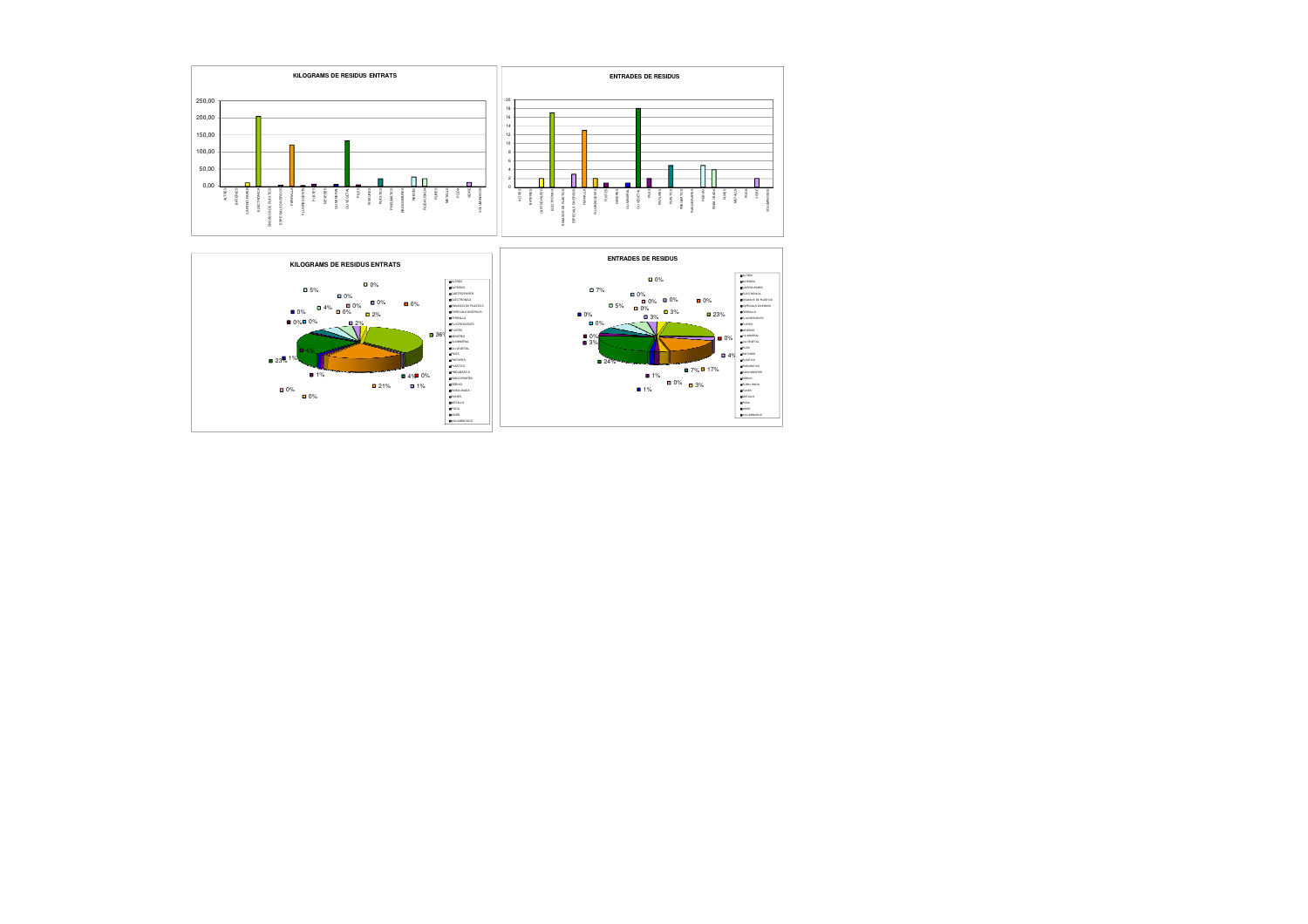**KILOGRAMS DE RESIDUS ENTRATS**

250,00
200,00
150,00
100,00
50,00
0,00

ALTRES
BATERIES
CARTRÓ-PAPER
ELECTRÒNICA
ENVASOS DE PLÀSTIC
ESPECIALS DIVERSOS
FERRALLA
FLUORESCENTS
FUSTES
MENERS
OLI MINERAL
OLI VEGETAL
PILES
PINTURES
PLÀSTICS
PNEUMÀTICS
RADIOGRAFIES
REBLES
ROBA USADA
RUNES
METALLS
PODA
VIDRE
VOLUMINOSOS

**ENTRADES DE RESIDUS**

20
18
16
14
12
10
8
6
4
2
0

ALTRES
BATERIES
CARTRÓ-PAPER
ELECTRÒNICA
ENVASOS DE PLÀSTIC
ESPECIALS DIVERSOS
FERRALLA
FLUORESCENTS
FUSTES
MENERS
OLI MINERAL
OLI VEGETAL
PILES
PINTURES
PLÀSTICS
PNEUMÀTICS
RADIOGRAFIES
REBLES
ROBA USADA
RUNES
METALLS
PODA
VIDRE
VOLUMINOSOS

**KILOGRAMS DE RESIDUS ENTRATS**

0%
5%
0%
0%
0%
4%
0%
0%
0%
2%
0%
0%
2%
36%
0%
23%
1%
1%
4%
0%
21%
1%
0%
0%

ALTRES
BATERIES
CARTRÓ-PAPER
ELECTRÒNICA
ENVASOS DE PLÀSTIC
ESPECIALS DIVERSOS
FERRALLA
FLUORESCENTS
FUSTES
MENERS
OLI MINERAL
OLI VEGETAL
PILES
PINTURES
PLÀSTICS
PNEUMÀTICS
RADIOGRAFIES
REBLES
ROBA USADA
RUNES
METALLS
PODA
VIDRE
VOLUMINOSOS

**ENTRADES DE RESIDUS**

0%
7%
0%
0%
0%
0%
5%
0%
0%
3%
23%
3%
0%
0%
0%
3%
4%
24%
7%
17%
1%
0%
3%
1%

ALTRES
BATERIES
CARTRÓ-PAPER
ELECTRÒNICA
ENVASOS DE PLÀSTIC
ESPECIALS DIVERSOS
FERRALLA
FLUORESCENTS
FUSTES
MENERS
OLI MINERAL
OLI VEGETAL
PILES
PINTURES
PLÀSTICS
PNEUMÀTICS
RADIOGRAFIES
REBLES
ROBA USADA
RUNES
METALLS
PODA
VIDRE
VOLUMINOSOS